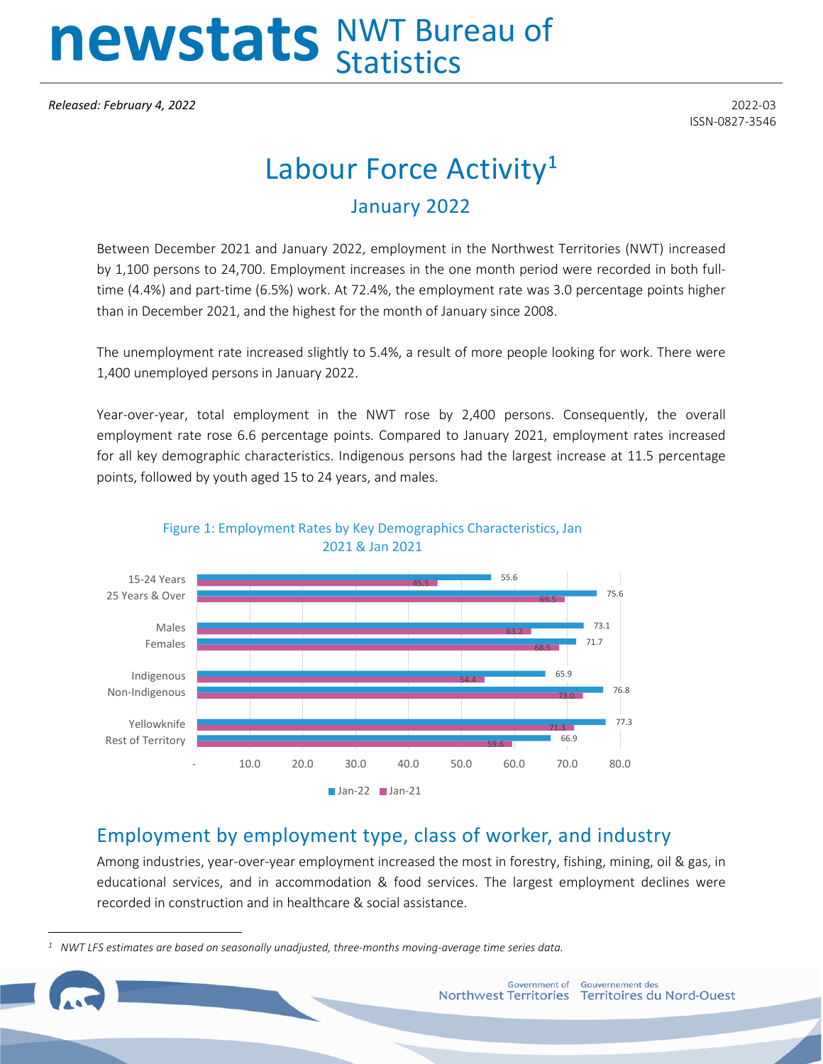# newstats NWT Bureau of Statistics

*Released: February 4, 2022*

2022-03
ISSN-0827-3546

# Labour Force Activity[1]

## January 2022

Between December 2021 and January 2022, employment in the Northwest Territories (NWT) increased by 1,100 persons to 24,700. Employment increases in the one month period were recorded in both full-time (4.4%) and part-time (6.5%) work. At 72.4%, the employment rate was 3.0 percentage points higher than in December 2021, and the highest for the month of January since 2008.

The unemployment rate increased slightly to 5.4%, a result of more people looking for work. There were 1,400 unemployed persons in January 2022.

Year-over-year, total employment in the NWT rose by 2,400 persons. Consequently, the overall employment rate rose 6.6 percentage points. Compared to January 2021, employment rates increased for all key demographic characteristics. Indigenous persons had the largest increase at 11.5 percentage points, followed by youth aged 15 to 24 years, and males.

Figure 1: Employment Rates by Key Demographics Characteristics, Jan 2021 & Jan 2021

| | Jan-22 | Jan-21 |
|---|---|---|
| 15-24 Years | 55.6 | 45.5 |
| 25 Years & Over | 75.6 | 69.5 |
| Males | 73.1 | 63.2 |
| Females | 71.7 | 68.5 |
| Indigenous | 65.9 | 54.4 |
| Non-Indigenous | 76.8 | 73.0 |
| Yellowknife | 77.3 | 71.3 |
| Rest of Territory | 66.9 | 59.6 |

## Employment by employment type, class of worker, and industry

Among industries, year-over-year employment increased the most in forestry, fishing, mining, oil & gas, in educational services, and in accommodation & food services. The largest employment declines were recorded in construction and in healthcare & social assistance.

---

[1] *NWT LFS estimates are based on seasonally unadjusted, three-months moving-average time series data.*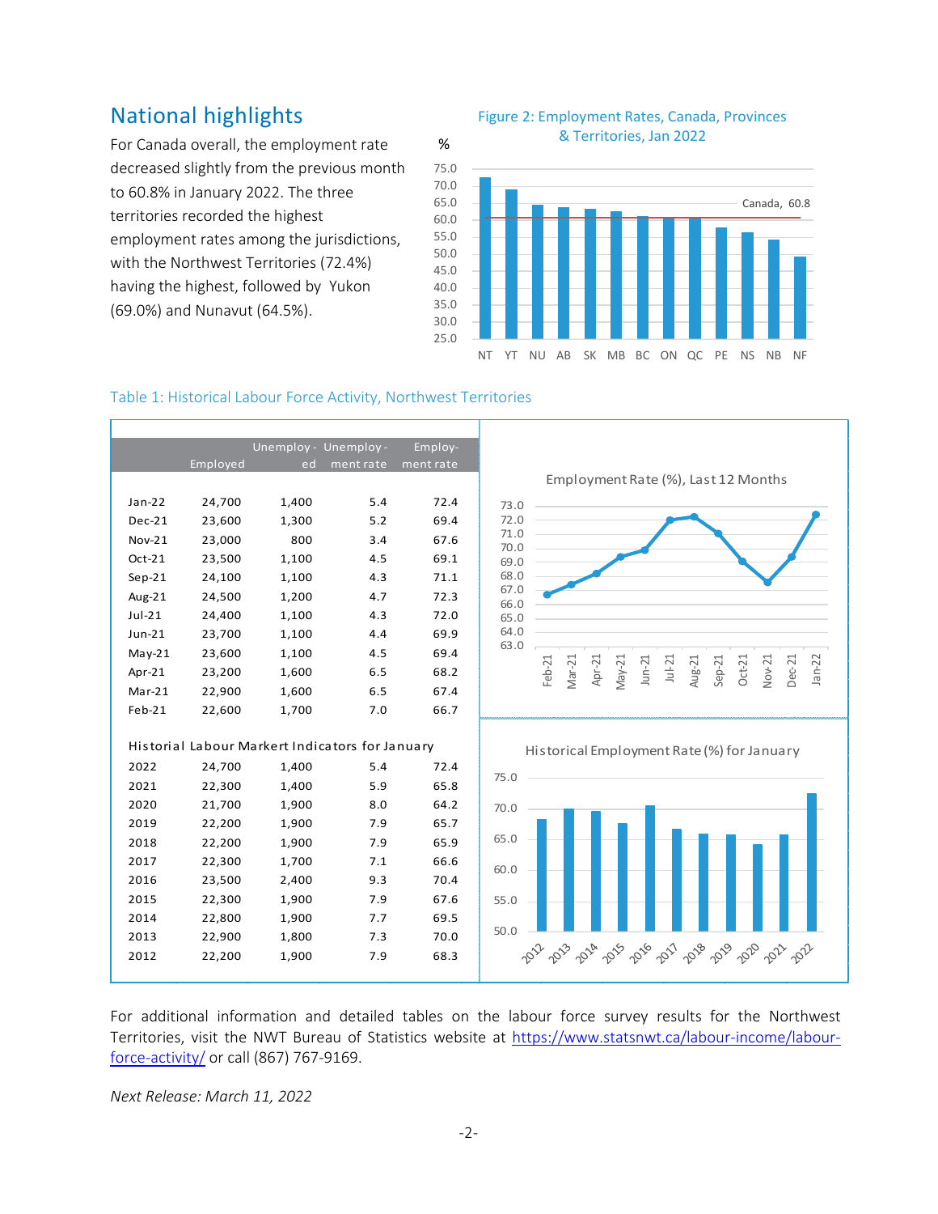## National highlights

For Canada overall, the employment rate decreased slightly from the previous month to 60.8% in January 2022. The three territories recorded the highest employment rates among the jurisdictions, with the Northwest Territories (72.4%) having the highest, followed by Yukon (69.0%) and Nunavut (64.5%).

Figure 2: Employment Rates, Canada, Provinces & Territories, Jan 2022

%

75.0
70.0
65.0
60.0
55.0
50.0
45.0
40.0
35.0
30.0
25.0

Canada, 60.8

NT YT NU AB SK MB BC ON QC PE NS NB NF

Table 1: Historical Labour Force Activity, Northwest Territories

| | Employed | Unemployed | Unemployment rate | Employment rate |
|---|---|---|---|---|
| Jan-22 | 24,700 | 1,400 | 5.4 | 72.4 |
| Dec-21 | 23,600 | 1,300 | 5.2 | 69.4 |
| Nov-21 | 23,000 | 800 | 3.4 | 67.6 |
| Oct-21 | 23,500 | 1,100 | 4.5 | 69.1 |
| Sep-21 | 24,100 | 1,100 | 4.3 | 71.1 |
| Aug-21 | 24,500 | 1,200 | 4.7 | 72.3 |
| Jul-21 | 24,400 | 1,100 | 4.3 | 72.0 |
| Jun-21 | 23,700 | 1,100 | 4.4 | 69.9 |
| May-21 | 23,600 | 1,100 | 4.5 | 69.4 |
| Apr-21 | 23,200 | 1,600 | 6.5 | 68.2 |
| Mar-21 | 22,900 | 1,600 | 6.5 | 67.4 |
| Feb-21 | 22,600 | 1,700 | 7.0 | 66.7 |
| **Historical Labour Markert Indicators for January** | | | | |
| 2022 | 24,700 | 1,400 | 5.4 | 72.4 |
| 2021 | 22,300 | 1,400 | 5.9 | 65.8 |
| 2020 | 21,700 | 1,900 | 8.0 | 64.2 |
| 2019 | 22,200 | 1,900 | 7.9 | 65.7 |
| 2018 | 22,200 | 1,900 | 7.9 | 65.9 |
| 2017 | 22,300 | 1,700 | 7.1 | 66.6 |
| 2016 | 23,500 | 2,400 | 9.3 | 70.4 |
| 2015 | 22,300 | 1,900 | 7.9 | 67.6 |
| 2014 | 22,800 | 1,900 | 7.7 | 69.5 |
| 2013 | 22,900 | 1,800 | 7.3 | 70.0 |
| 2012 | 22,200 | 1,900 | 7.9 | 68.3 |

Employment Rate (%), Last 12 Months

73.0
72.0
71.0
70.0
69.0
68.0
67.0
66.0
65.0
64.0
63.0

Feb-21 Mar-21 Apr-21 May-21 Jun-21 Jul-21 Aug-21 Sep-21 Oct-21 Nov-21 Dec-21 Jan-22

Historical Employment Rate (%) for January

75.0
70.0
65.0
60.0
55.0
50.0

2012 2013 2014 2015 2016 2017 2018 2019 2020 2021 2022

For additional information and detailed tables on the labour force survey results for the Northwest Territories, visit the NWT Bureau of Statistics website at https://www.statsnwt.ca/labour-income/labour-force-activity/ or call (867) 767-9169.

*Next Release: March 11, 2022*